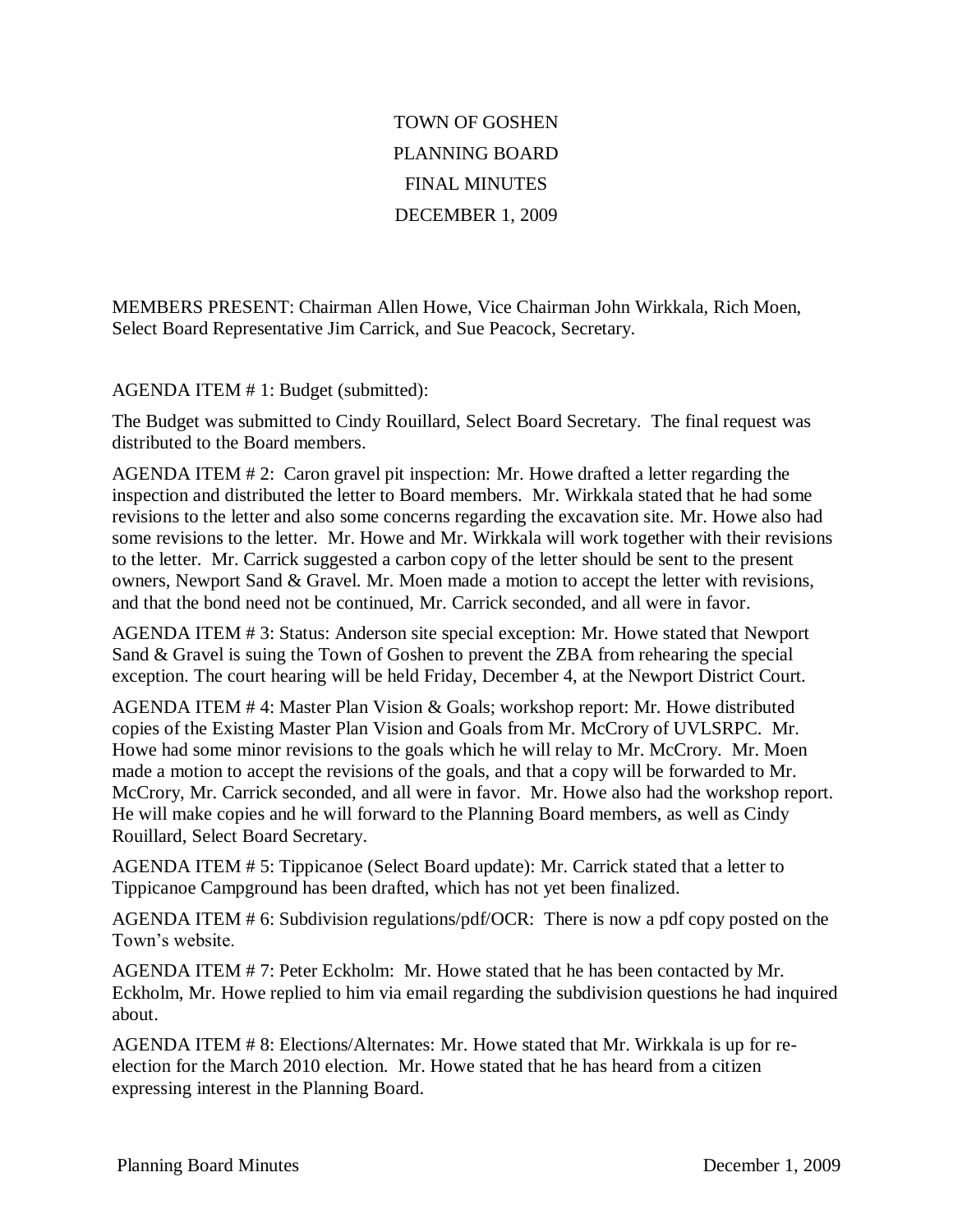# TOWN OF GOSHEN

## PLANNING BOARD

## FINAL MINUTES

## DECEMBER 1, 2009

MEMBERS PRESENT: Chairman Allen Howe, Vice Chairman John Wirkkala, Rich Moen, Select Board Representative Jim Carrick, and Sue Peacock, Secretary.

AGENDA ITEM # 1: Budget (submitted):

The Budget was submitted to Cindy Rouillard, Select Board Secretary. The final request was distributed to the Board members.

AGENDA ITEM # 2: Caron gravel pit inspection: Mr. Howe drafted a letter regarding the inspection and distributed the letter to Board members. Mr. Wirkkala stated that he had some revisions to the letter and also some concerns regarding the excavation site. Mr. Howe also had some revisions to the letter. Mr. Howe and Mr. Wirkkala will work together with their revisions to the letter. Mr. Carrick suggested a carbon copy of the letter should be sent to the present owners, Newport Sand & Gravel. Mr. Moen made a motion to accept the letter with revisions, and that the bond need not be continued, Mr. Carrick seconded, and all were in favor.

AGENDA ITEM # 3: Status: Anderson site special exception: Mr. Howe stated that Newport Sand & Gravel is suing the Town of Goshen to prevent the ZBA from rehearing the special exception. The court hearing will be held Friday, December 4, at the Newport District Court.

AGENDA ITEM # 4: Master Plan Vision & Goals; workshop report: Mr. Howe distributed copies of the Existing Master Plan Vision and Goals from Mr. McCrory of UVLSRPC. Mr. Howe had some minor revisions to the goals which he will relay to Mr. McCrory. Mr. Moen made a motion to accept the revisions of the goals, and that a copy will be forwarded to Mr. McCrory, Mr. Carrick seconded, and all were in favor. Mr. Howe also had the workshop report. He will make copies and he will forward to the Planning Board members, as well as Cindy Rouillard, Select Board Secretary.

AGENDA ITEM # 5: Tippicanoe (Select Board update): Mr. Carrick stated that a letter to Tippicanoe Campground has been drafted, which has not yet been finalized.

AGENDA ITEM # 6: Subdivision regulations/pdf/OCR: There is now a pdf copy posted on the Town's website.

AGENDA ITEM # 7: Peter Eckholm: Mr. Howe stated that he has been contacted by Mr. Eckholm, Mr. Howe replied to him via email regarding the subdivision questions he had inquired about.

AGENDA ITEM # 8: Elections/Alternates: Mr. Howe stated that Mr. Wirkkala is up for re-election for the March 2010 election. Mr. Howe stated that he has heard from a citizen expressing interest in the Planning Board.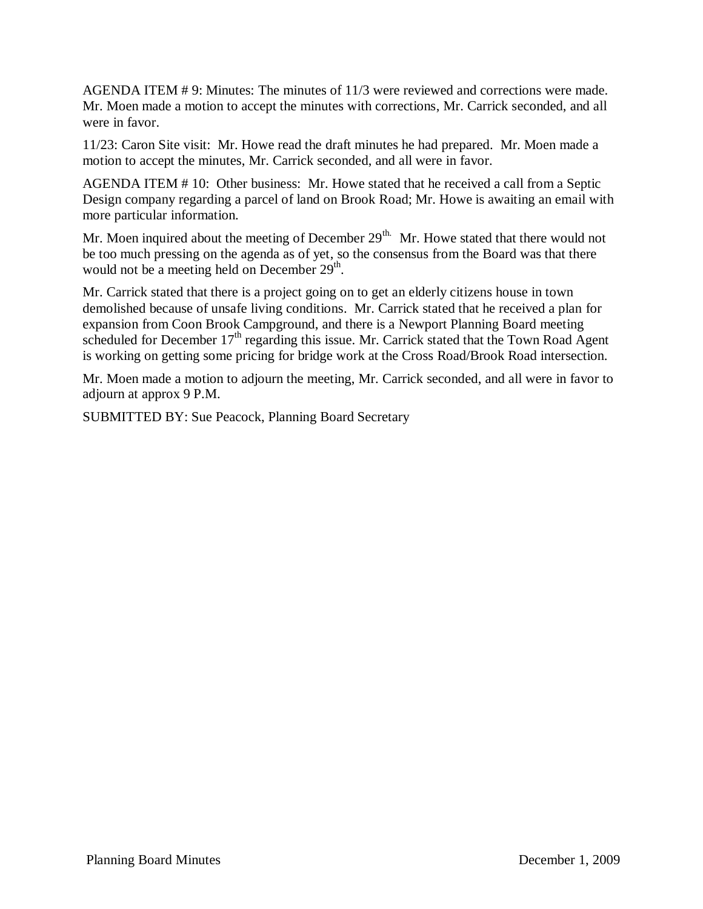AGENDA ITEM # 9: Minutes: The minutes of 11/3 were reviewed and corrections were made. Mr. Moen made a motion to accept the minutes with corrections, Mr. Carrick seconded, and all were in favor.

11/23: Caron Site visit: Mr. Howe read the draft minutes he had prepared. Mr. Moen made a motion to accept the minutes, Mr. Carrick seconded, and all were in favor.

AGENDA ITEM # 10: Other business: Mr. Howe stated that he received a call from a Septic Design company regarding a parcel of land on Brook Road; Mr. Howe is awaiting an email with more particular information.

Mr. Moen inquired about the meeting of December 29th. Mr. Howe stated that there would not be too much pressing on the agenda as of yet, so the consensus from the Board was that there would not be a meeting held on December 29th.

Mr. Carrick stated that there is a project going on to get an elderly citizens house in town demolished because of unsafe living conditions. Mr. Carrick stated that he received a plan for expansion from Coon Brook Campground, and there is a Newport Planning Board meeting scheduled for December 17th regarding this issue. Mr. Carrick stated that the Town Road Agent is working on getting some pricing for bridge work at the Cross Road/Brook Road intersection.

Mr. Moen made a motion to adjourn the meeting, Mr. Carrick seconded, and all were in favor to adjourn at approx 9 P.M.

SUBMITTED BY: Sue Peacock, Planning Board Secretary